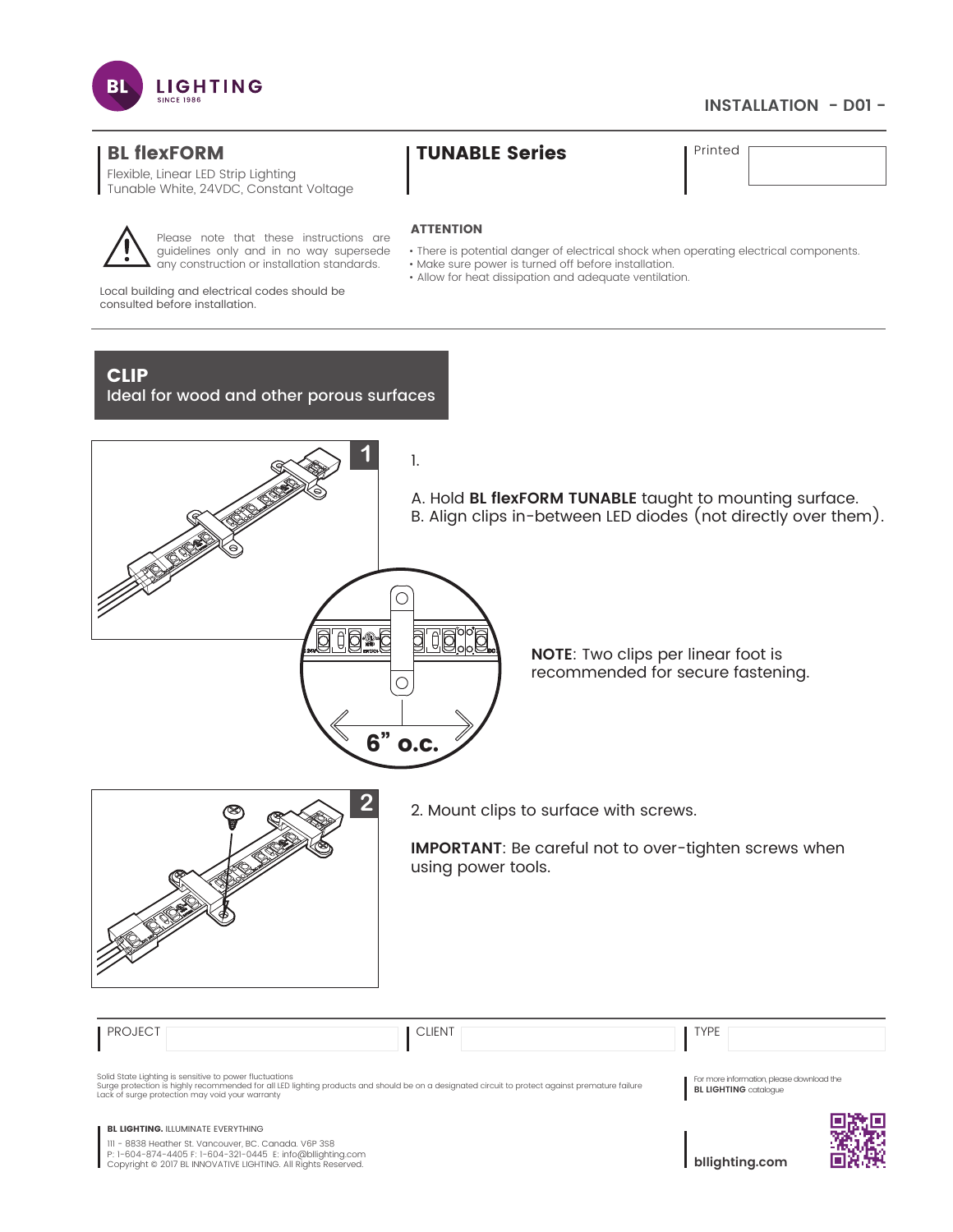BL LIGHTING SINCE 1986

INSTALLATION - D01 -

## BL flexFORM

Flexible, Linear LED Strip Lighting
Tunable White, 24VDC, Constant Voltage

## TUNABLE Series

Printed

Please note that these instructions are guidelines only and in no way supersede any construction or installation standards.

Local building and electrical codes should be consulted before installation.

**ATTENTION**

- There is potential danger of electrical shock when operating electrical components.
- Make sure power is turned off before installation.
- Allow for heat dissipation and adequate ventilation.

## CLIP

Ideal for wood and other porous surfaces

1.

A. Hold **BL flexFORM TUNABLE** taught to mounting surface.
B. Align clips in-between LED diodes (not directly over them).

6" o.c.

**NOTE**: Two clips per linear foot is recommended for secure fastening.

2. Mount clips to surface with screws.

**IMPORTANT**: Be careful not to over-tighten screws when using power tools.

| PROJECT | | CLIENT | | TYPE | |
|---|---|---|---|---|---|

Solid State Lighting is sensitive to power fluctuations
Surge protection is highly recommended for all LED lighting products and should be on a designated circuit to protect against premature failure
Lack of surge protection may void your warranty

For more information, please download the **BL LIGHTING** catalogue

**BL LIGHTING.** ILLUMINATE EVERYTHING

111 - 8838 Heather St. Vancouver, BC. Canada. V6P 3S8
P: 1-604-874-4405 F: 1-604-321-0445 E: info@bllighting.com
Copyright © 2017 BL INNOVATIVE LIGHTING. All Rights Reserved.

**bllighting.com**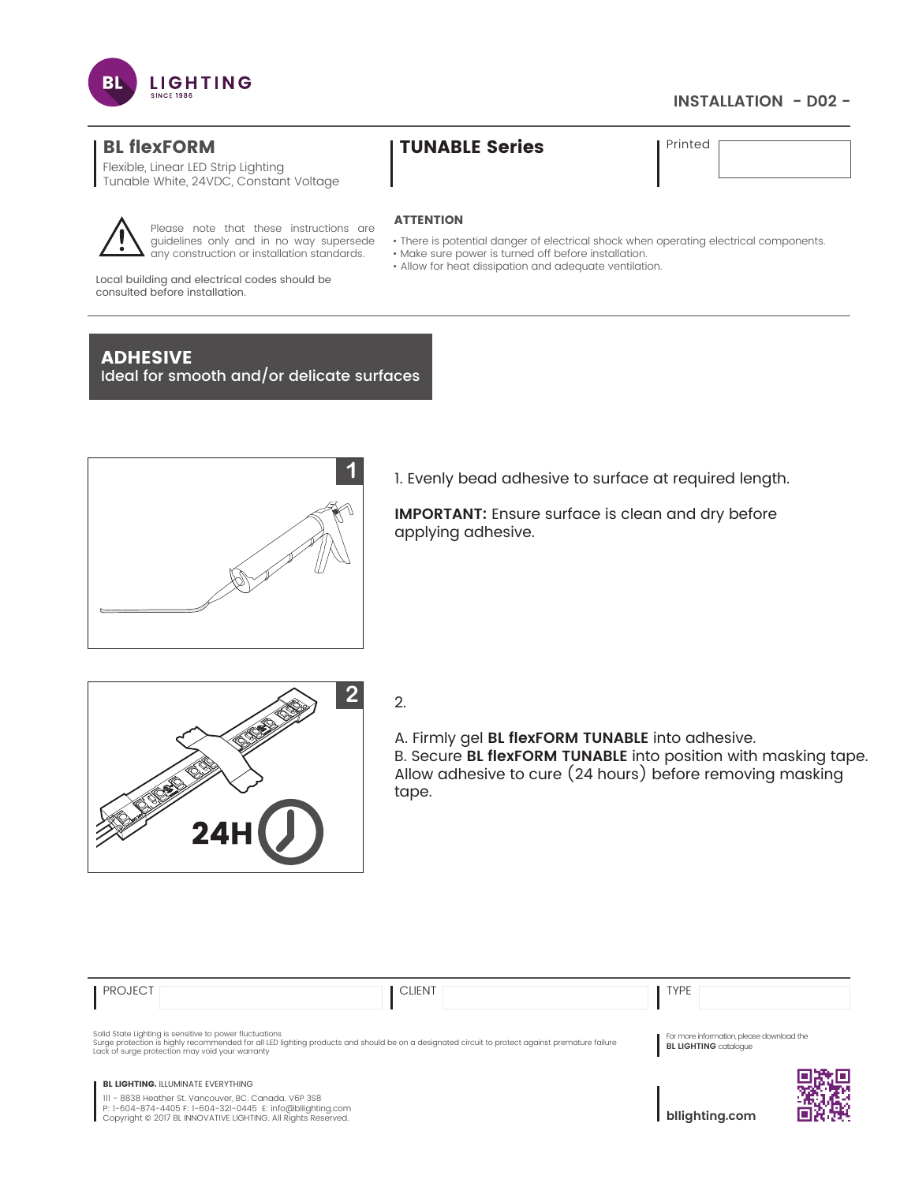INSTALLATION - D02 -

## BL flexFORM

Flexible, Linear LED Strip Lighting
Tunable White, 24VDC, Constant Voltage

## TUNABLE Series

Printed

Please note that these instructions are guidelines only and in no way supersede any construction or installation standards.

Local building and electrical codes should be consulted before installation.

**ATTENTION**

- There is potential danger of electrical shock when operating electrical components.
- Make sure power is turned off before installation.
- Allow for heat dissipation and adequate ventilation.

## ADHESIVE

Ideal for smooth and/or delicate surfaces

1. Evenly bead adhesive to surface at required length.

**IMPORTANT:** Ensure surface is clean and dry before applying adhesive.

2.

A. Firmly gel **BL flexFORM TUNABLE** into adhesive.
B. Secure **BL flexFORM TUNABLE** into position with masking tape. Allow adhesive to cure (24 hours) before removing masking tape.

| PROJECT | | CLIENT | | TYPE | |
|---|---|---|---|---|---|

Solid State Lighting is sensitive to power fluctuations
Surge protection is highly recommended for all LED lighting products and should be on a designated circuit to protect against premature failure
Lack of surge protection may void your warranty

For more information, please download the **BL LIGHTING** catalogue

**BL LIGHTING.** ILLUMINATE EVERYTHING
111 - 8838 Heather St. Vancouver, BC. Canada. V6P 3S8
P: 1-604-874-4405 F: 1-604-321-0445 E: info@bllighting.com
Copyright © 2017 BL INNOVATIVE LIGHTING. All Rights Reserved.

**bllighting.com**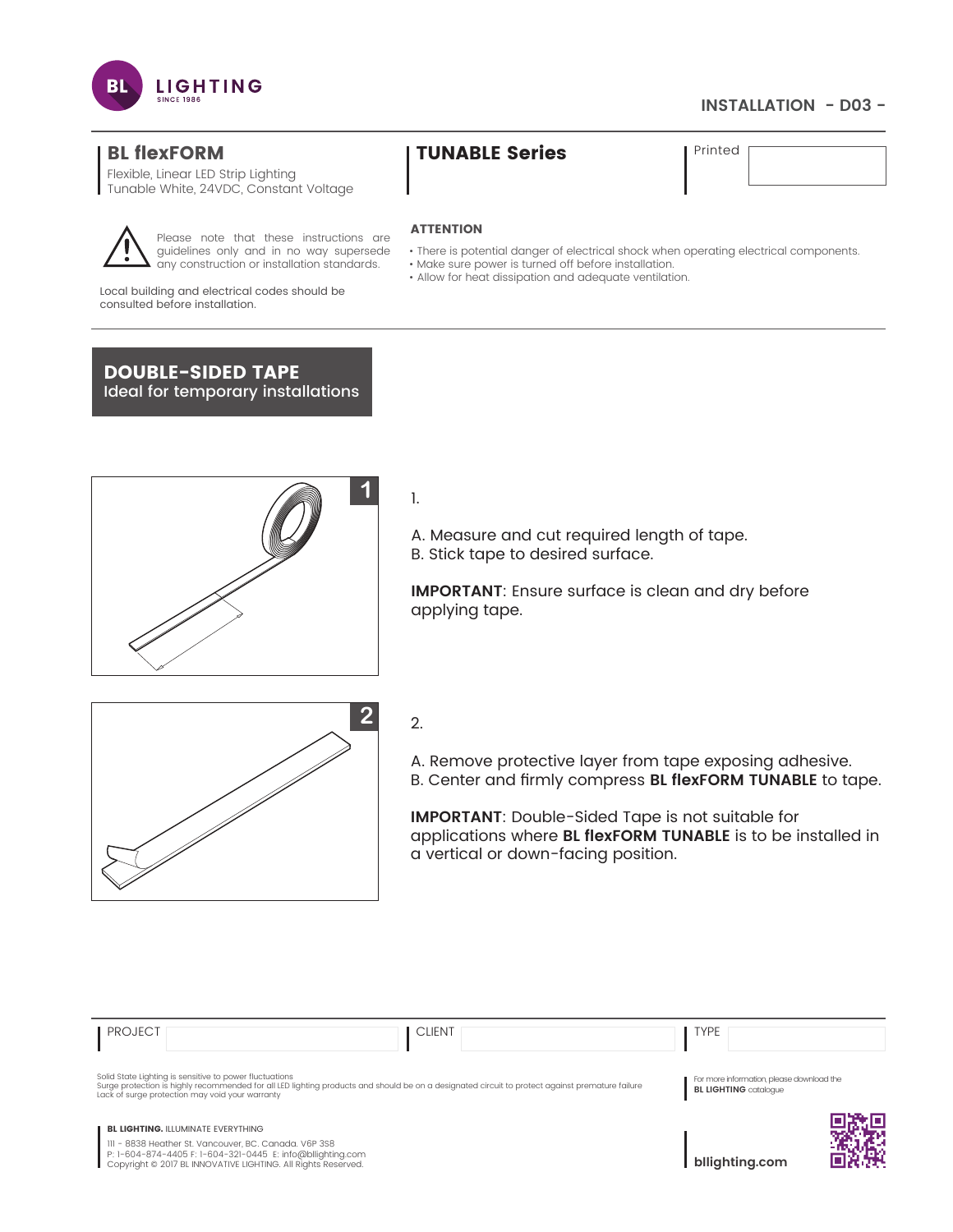# BL flexFORM

Flexible, Linear LED Strip Lighting
Tunable White, 24VDC, Constant Voltage

**TUNABLE Series**

Printed

Please note that these instructions are guidelines only and in no way supersede any construction or installation standards.

Local building and electrical codes should be consulted before installation.

**ATTENTION**

- There is potential danger of electrical shock when operating electrical components.
- Make sure power is turned off before installation.
- Allow for heat dissipation and adequate ventilation.

## DOUBLE-SIDED TAPE

Ideal for temporary installations

1.

A. Measure and cut required length of tape.
B. Stick tape to desired surface.

**IMPORTANT**: Ensure surface is clean and dry before applying tape.

2.

A. Remove protective layer from tape exposing adhesive.
B. Center and firmly compress **BL flexFORM TUNABLE** to tape.

**IMPORTANT**: Double-Sided Tape is not suitable for applications where **BL flexFORM TUNABLE** is to be installed in a vertical or down-facing position.

| PROJECT | CLIENT | TYPE |
| --- | --- | --- |
| | | |

Solid State Lighting is sensitive to power fluctuations
Surge protection is highly recommended for all LED lighting products and should be on a designated circuit to protect against premature failure
Lack of surge protection may void your warranty

For more information, please download the **BL LIGHTING** catalogue

**BL LIGHTING.** ILLUMINATE EVERYTHING
111 - 8838 Heather St. Vancouver, BC. Canada. V6P 3S8
P: 1-604-874-4405 F: 1-604-321-0445 E: info@bllighting.com
Copyright © 2017 BL INNOVATIVE LIGHTING. All Rights Reserved.

bllighting.com